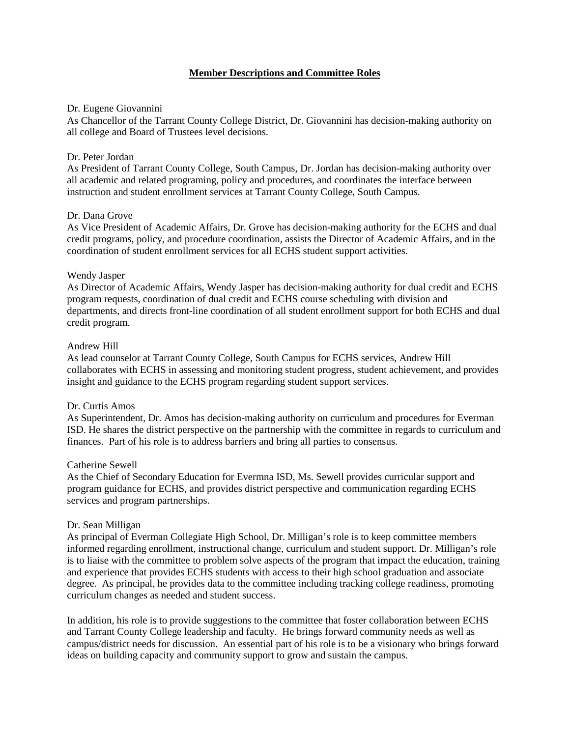# **Member Descriptions and Committee Roles**

Dr. Eugene Giovannini
As Chancellor of the Tarrant County College District, Dr. Giovannini has decision-making authority on all college and Board of Trustees level decisions.

Dr. Peter Jordan
As President of Tarrant County College, South Campus, Dr. Jordan has decision-making authority over all academic and related programing, policy and procedures, and coordinates the interface between instruction and student enrollment services at Tarrant County College, South Campus.

Dr. Dana Grove
As Vice President of Academic Affairs, Dr. Grove has decision-making authority for the ECHS and dual credit programs, policy, and procedure coordination, assists the Director of Academic Affairs, and in the coordination of student enrollment services for all ECHS student support activities.

Wendy Jasper
As Director of Academic Affairs, Wendy Jasper has decision-making authority for dual credit and ECHS program requests, coordination of dual credit and ECHS course scheduling with division and departments, and directs front-line coordination of all student enrollment support for both ECHS and dual credit program.

Andrew Hill
As lead counselor at Tarrant County College, South Campus for ECHS services, Andrew Hill collaborates with ECHS in assessing and monitoring student progress, student achievement, and provides insight and guidance to the ECHS program regarding student support services.

Dr. Curtis Amos
As Superintendent, Dr. Amos has decision-making authority on curriculum and procedures for Everman ISD. He shares the district perspective on the partnership with the committee in regards to curriculum and finances. Part of his role is to address barriers and bring all parties to consensus.

Catherine Sewell
As the Chief of Secondary Education for Evermna ISD, Ms. Sewell provides curricular support and program guidance for ECHS, and provides district perspective and communication regarding ECHS services and program partnerships.

Dr. Sean Milligan
As principal of Everman Collegiate High School, Dr. Milligan's role is to keep committee members informed regarding enrollment, instructional change, curriculum and student support. Dr. Milligan's role is to liaise with the committee to problem solve aspects of the program that impact the education, training and experience that provides ECHS students with access to their high school graduation and associate degree. As principal, he provides data to the committee including tracking college readiness, promoting curriculum changes as needed and student success.

In addition, his role is to provide suggestions to the committee that foster collaboration between ECHS and Tarrant County College leadership and faculty. He brings forward community needs as well as campus/district needs for discussion. An essential part of his role is to be a visionary who brings forward ideas on building capacity and community support to grow and sustain the campus.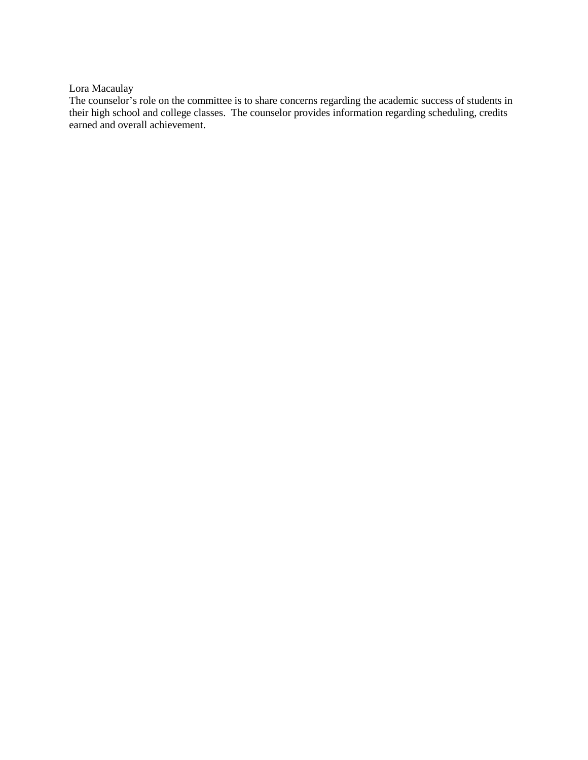Lora Macaulay
The counselor's role on the committee is to share concerns regarding the academic success of students in their high school and college classes. The counselor provides information regarding scheduling, credits earned and overall achievement.